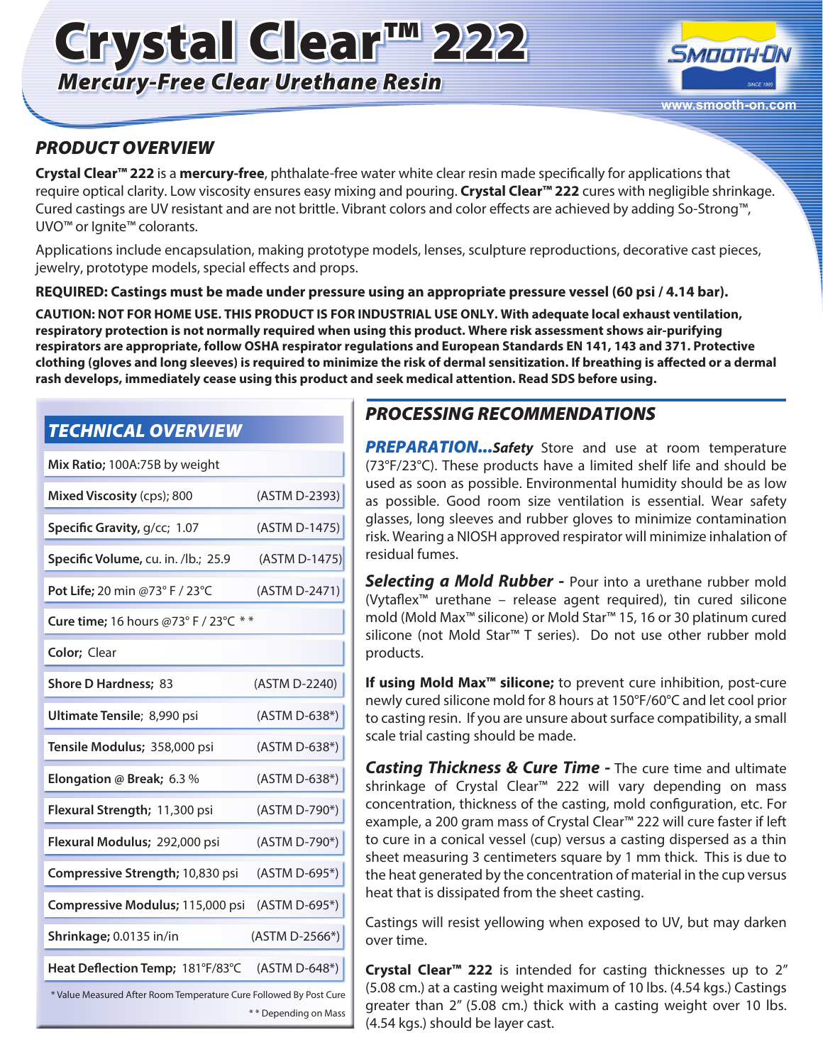# Crystal Clear™ 222

## *Mercury-Free Clear Urethane Resin*

www.smooth-on.com

## *PRODUCT OVERVIEW*

**Crystal Clear™ 222** is a **mercury-free**, phthalate-free water white clear resin made specifically for applications that require optical clarity. Low viscosity ensures easy mixing and pouring. **Crystal Clear™ 222** cures with negligible shrinkage. Cured castings are UV resistant and are not brittle. Vibrant colors and color effects are achieved by adding So-Strong™, UVO™ or Ignite™ colorants.

Applications include encapsulation, making prototype models, lenses, sculpture reproductions, decorative cast pieces, jewelry, prototype models, special effects and props.

**REQUIRED: Castings must be made under pressure using an appropriate pressure vessel (60 psi / 4.14 bar).**

**CAUTION: NOT FOR HOME USE. THIS PRODUCT IS FOR INDUSTRIAL USE ONLY. With adequate local exhaust ventilation, respiratory protection is not normally required when using this product. Where risk assessment shows air-purifying respirators are appropriate, follow OSHA respirator regulations and European Standards EN 141, 143 and 371. Protective clothing (gloves and long sleeves) is required to minimize the risk of dermal sensitization. If breathing is affected or a dermal rash develops, immediately cease using this product and seek medical attention. Read SDS before using.**

## *TECHNICAL OVERVIEW*

| Property | Test Method |
|---|---|
| **Mix Ratio;** 100A:75B by weight | |
| **Mixed Viscosity** (cps); 800 | (ASTM D-2393) |
| **Specific Gravity,** g/cc; 1.07 | (ASTM D-1475) |
| **Specific Volume,** cu. in. /lb.; 25.9 | (ASTM D-1475) |
| **Pot Life;** 20 min @73° F / 23°C | (ASTM D-2471) |
| **Cure time;** 16 hours @73° F / 23°C ** | |
| **Color;** Clear | |
| **Shore D Hardness;** 83 | (ASTM D-2240) |
| **Ultimate Tensile;** 8,990 psi | (ASTM D-638*) |
| **Tensile Modulus;** 358,000 psi | (ASTM D-638*) |
| **Elongation @ Break;** 6.3 % | (ASTM D-638*) |
| **Flexural Strength;** 11,300 psi | (ASTM D-790*) |
| **Flexural Modulus;** 292,000 psi | (ASTM D-790*) |
| **Compressive Strength;** 10,830 psi | (ASTM D-695*) |
| **Compressive Modulus;** 115,000 psi | (ASTM D-695*) |
| **Shrinkage;** 0.0135 in/in | (ASTM D-2566*) |
| **Heat Deflection Temp;** 181°F/83°C | (ASTM D-648*) |

\* Value Measured After Room Temperature Cure Followed By Post Cure

\*\* Depending on Mass

## *PROCESSING RECOMMENDATIONS*

***PREPARATION...Safety*** Store and use at room temperature (73°F/23°C). These products have a limited shelf life and should be used as soon as possible. Environmental humidity should be as low as possible. Good room size ventilation is essential. Wear safety glasses, long sleeves and rubber gloves to minimize contamination risk. Wearing a NIOSH approved respirator will minimize inhalation of residual fumes.

***Selecting a Mold Rubber -*** Pour into a urethane rubber mold (Vytaflex™ urethane – release agent required), tin cured silicone mold (Mold Max™ silicone) or Mold Star™ 15, 16 or 30 platinum cured silicone (not Mold Star™ T series). Do not use other rubber mold products.

**If using Mold Max™ silicone;** to prevent cure inhibition, post-cure newly cured silicone mold for 8 hours at 150°F/60°C and let cool prior to casting resin. If you are unsure about surface compatibility, a small scale trial casting should be made.

***Casting Thickness & Cure Time -*** The cure time and ultimate shrinkage of Crystal Clear™ 222 will vary depending on mass concentration, thickness of the casting, mold configuration, etc. For example, a 200 gram mass of Crystal Clear™ 222 will cure faster if left to cure in a conical vessel (cup) versus a casting dispersed as a thin sheet measuring 3 centimeters square by 1 mm thick. This is due to the heat generated by the concentration of material in the cup versus heat that is dissipated from the sheet casting.

Castings will resist yellowing when exposed to UV, but may darken over time.

**Crystal Clear™ 222** is intended for casting thicknesses up to 2" (5.08 cm.) at a casting weight maximum of 10 lbs. (4.54 kgs.) Castings greater than 2" (5.08 cm.) thick with a casting weight over 10 lbs. (4.54 kgs.) should be layer cast.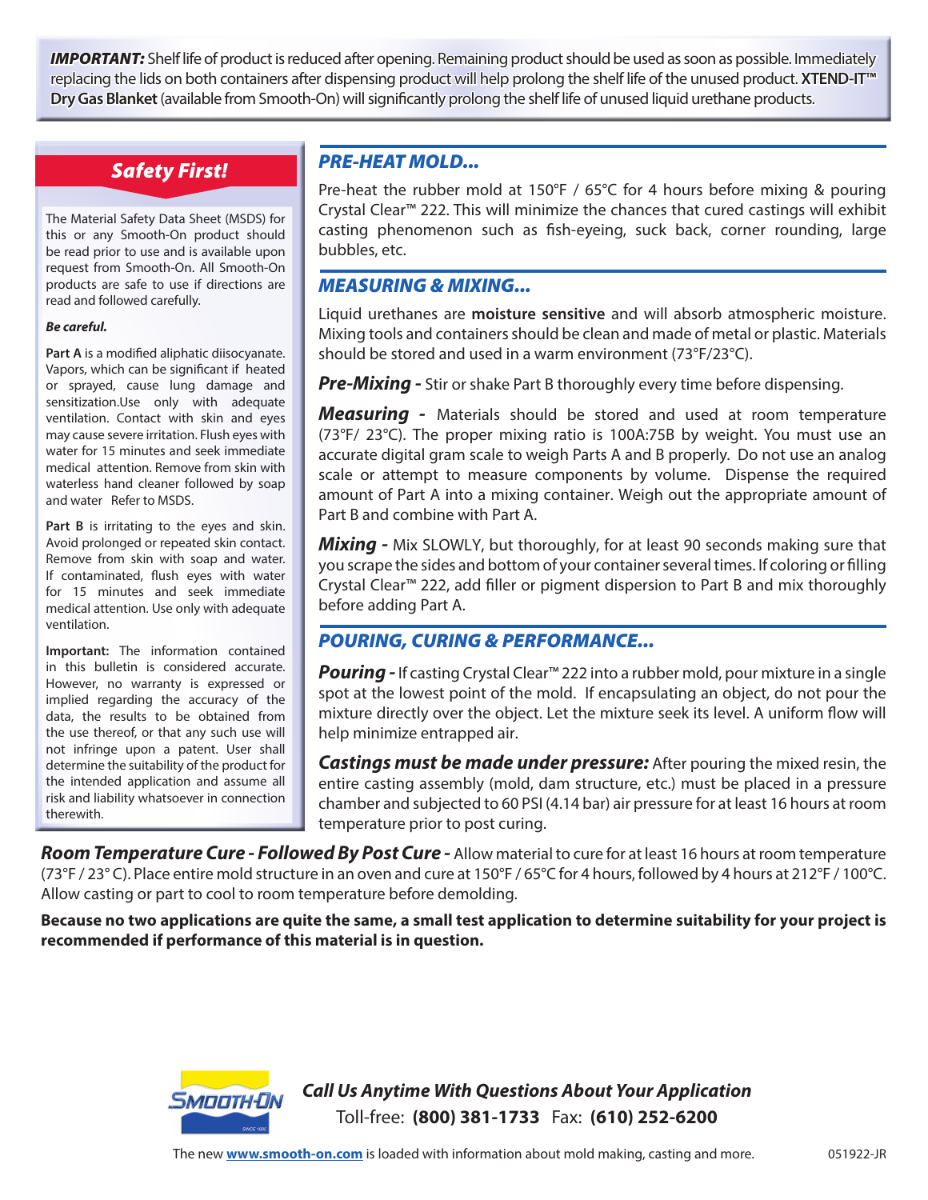***IMPORTANT:*** Shelf life of product is reduced after opening. Remaining product should be used as soon as possible. Immediately replacing the lids on both containers after dispensing product will help prolong the shelf life of the unused product. **XTEND-IT™ Dry Gas Blanket** (available from Smooth-On) will significantly prolong the shelf life of unused liquid urethane products.

## *Safety First!*

The Material Safety Data Sheet (MSDS) for this or any Smooth-On product should be read prior to use and is available upon request from Smooth-On. All Smooth-On products are safe to use if directions are read and followed carefully.

***Be careful.***

**Part A** is a modified aliphatic diisocyanate. Vapors, which can be significant if heated or sprayed, cause lung damage and sensitization.Use only with adequate ventilation. Contact with skin and eyes may cause severe irritation. Flush eyes with water for 15 minutes and seek immediate medical attention. Remove from skin with waterless hand cleaner followed by soap and water Refer to MSDS.

**Part B** is irritating to the eyes and skin. Avoid prolonged or repeated skin contact. Remove from skin with soap and water. If contaminated, flush eyes with water for 15 minutes and seek immediate medical attention. Use only with adequate ventilation.

**Important:** The information contained in this bulletin is considered accurate. However, no warranty is expressed or implied regarding the accuracy of the data, the results to be obtained from the use thereof, or that any such use will not infringe upon a patent. User shall determine the suitability of the product for the intended application and assume all risk and liability whatsoever in connection therewith.

## *PRE-HEAT MOLD...*

Pre-heat the rubber mold at 150°F / 65°C for 4 hours before mixing & pouring Crystal Clear™ 222. This will minimize the chances that cured castings will exhibit casting phenomenon such as fish-eyeing, suck back, corner rounding, large bubbles, etc.

## *MEASURING & MIXING...*

Liquid urethanes are **moisture sensitive** and will absorb atmospheric moisture. Mixing tools and containers should be clean and made of metal or plastic. Materials should be stored and used in a warm environment (73°F/23°C).

***Pre-Mixing -*** Stir or shake Part B thoroughly every time before dispensing.

***Measuring -*** Materials should be stored and used at room temperature (73°F/ 23°C). The proper mixing ratio is 100A:75B by weight. You must use an accurate digital gram scale to weigh Parts A and B properly. Do not use an analog scale or attempt to measure components by volume. Dispense the required amount of Part A into a mixing container. Weigh out the appropriate amount of Part B and combine with Part A.

***Mixing -*** Mix SLOWLY, but thoroughly, for at least 90 seconds making sure that you scrape the sides and bottom of your container several times. If coloring or filling Crystal Clear™ 222, add filler or pigment dispersion to Part B and mix thoroughly before adding Part A.

## *POURING, CURING & PERFORMANCE...*

***Pouring -*** If casting Crystal Clear™ 222 into a rubber mold, pour mixture in a single spot at the lowest point of the mold. If encapsulating an object, do not pour the mixture directly over the object. Let the mixture seek its level. A uniform flow will help minimize entrapped air.

***Castings must be made under pressure:*** After pouring the mixed resin, the entire casting assembly (mold, dam structure, etc.) must be placed in a pressure chamber and subjected to 60 PSI (4.14 bar) air pressure for at least 16 hours at room temperature prior to post curing.

***Room Temperature Cure - Followed By Post Cure -*** Allow material to cure for at least 16 hours at room temperature (73°F / 23° C). Place entire mold structure in an oven and cure at 150°F / 65°C for 4 hours, followed by 4 hours at 212°F / 100°C. Allow casting or part to cool to room temperature before demolding.

**Because no two applications are quite the same, a small test application to determine suitability for your project is recommended if performance of this material is in question.**

***Call Us Anytime With Questions About Your Application***

Toll-free: **(800) 381-1733** Fax: **(610) 252-6200**

The new **www.smooth-on.com** is loaded with information about mold making, casting and more.

051922-JR